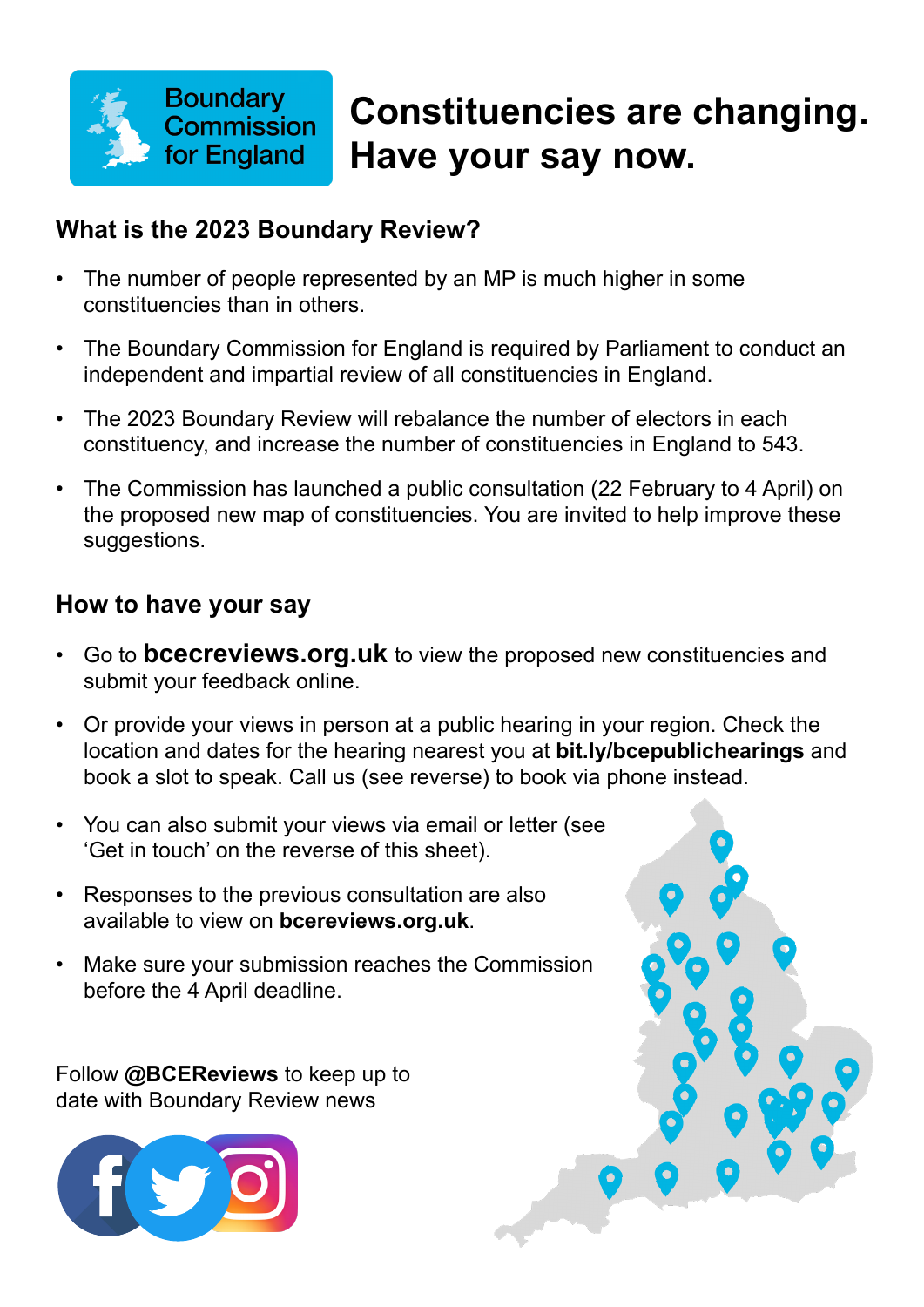Boundary Commission for England

# Constituencies are changing. Have your say now.

## What is the 2023 Boundary Review?

- The number of people represented by an MP is much higher in some constituencies than in others.
- The Boundary Commission for England is required by Parliament to conduct an independent and impartial review of all constituencies in England.
- The 2023 Boundary Review will rebalance the number of electors in each constituency, and increase the number of constituencies in England to 543.
- The Commission has launched a public consultation (22 February to 4 April) on the proposed new map of constituencies. You are invited to help improve these suggestions.

## How to have your say

- Go to **bcecreviews.org.uk** to view the proposed new constituencies and submit your feedback online.
- Or provide your views in person at a public hearing in your region. Check the location and dates for the hearing nearest you at **bit.ly/bcepublichearings** and book a slot to speak. Call us (see reverse) to book via phone instead.
- You can also submit your views via email or letter (see 'Get in touch' on the reverse of this sheet).
- Responses to the previous consultation are also available to view on **bcereviews.org.uk**.
- Make sure your submission reaches the Commission before the 4 April deadline.

Follow **@BCEReviews** to keep up to date with Boundary Review news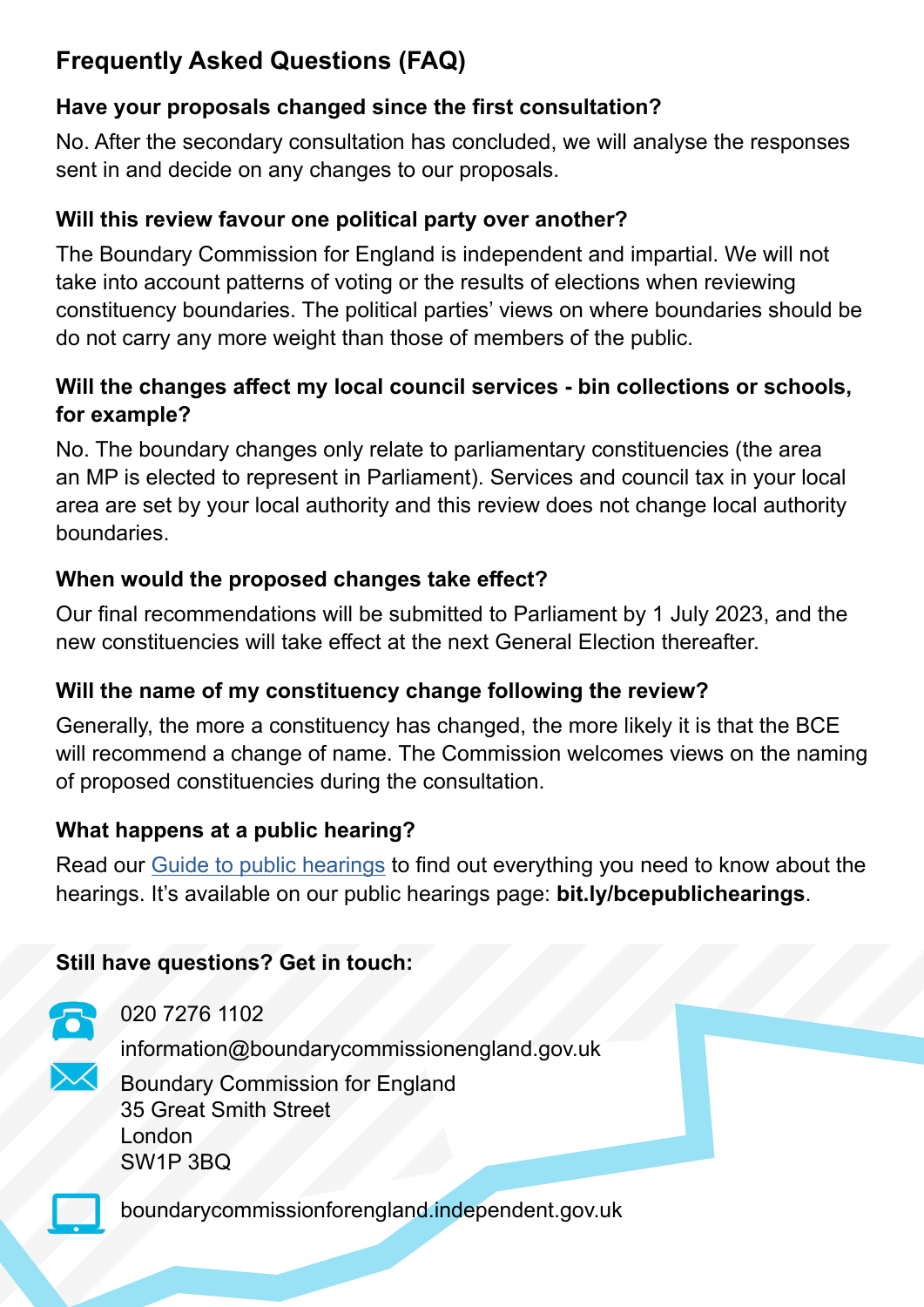## Frequently Asked Questions (FAQ)

### Have your proposals changed since the first consultation?

No. After the secondary consultation has concluded, we will analyse the responses sent in and decide on any changes to our proposals.

### Will this review favour one political party over another?

The Boundary Commission for England is independent and impartial. We will not take into account patterns of voting or the results of elections when reviewing constituency boundaries. The political parties' views on where boundaries should be do not carry any more weight than those of members of the public.

### Will the changes affect my local council services - bin collections or schools, for example?

No. The boundary changes only relate to parliamentary constituencies (the area an MP is elected to represent in Parliament). Services and council tax in your local area are set by your local authority and this review does not change local authority boundaries.

### When would the proposed changes take effect?

Our final recommendations will be submitted to Parliament by 1 July 2023, and the new constituencies will take effect at the next General Election thereafter.

### Will the name of my constituency change following the review?

Generally, the more a constituency has changed, the more likely it is that the BCE will recommend a change of name. The Commission welcomes views on the naming of proposed constituencies during the consultation.

### What happens at a public hearing?

Read our Guide to public hearings to find out everything you need to know about the hearings. It's available on our public hearings page: **bit.ly/bcepublichearings**.

### Still have questions? Get in touch:

020 7276 1102

information@boundarycommissionengland.gov.uk

Boundary Commission for England
35 Great Smith Street
London
SW1P 3BQ

boundarycommissionforengland.independent.gov.uk